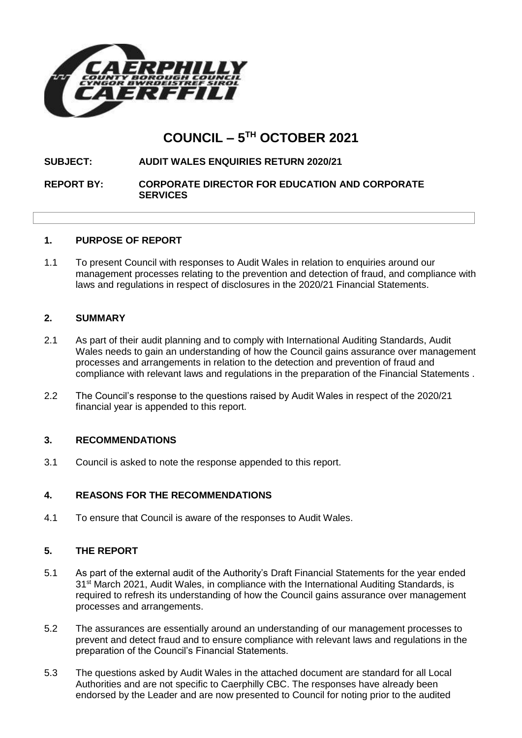# COUNCIL – 5TH OCTOBER 2021

**SUBJECT: AUDIT WALES ENQUIRIES RETURN 2020/21**

**REPORT BY: CORPORATE DIRECTOR FOR EDUCATION AND CORPORATE SERVICES**

## 1. PURPOSE OF REPORT

1.1 To present Council with responses to Audit Wales in relation to enquiries around our management processes relating to the prevention and detection of fraud, and compliance with laws and regulations in respect of disclosures in the 2020/21 Financial Statements.

## 2. SUMMARY

2.1 As part of their audit planning and to comply with International Auditing Standards, Audit Wales needs to gain an understanding of how the Council gains assurance over management processes and arrangements in relation to the detection and prevention of fraud and compliance with relevant laws and regulations in the preparation of the Financial Statements .

2.2 The Council's response to the questions raised by Audit Wales in respect of the 2020/21 financial year is appended to this report.

## 3. RECOMMENDATIONS

3.1 Council is asked to note the response appended to this report.

## 4. REASONS FOR THE RECOMMENDATIONS

4.1 To ensure that Council is aware of the responses to Audit Wales.

## 5. THE REPORT

5.1 As part of the external audit of the Authority's Draft Financial Statements for the year ended 31st March 2021, Audit Wales, in compliance with the International Auditing Standards, is required to refresh its understanding of how the Council gains assurance over management processes and arrangements.

5.2 The assurances are essentially around an understanding of our management processes to prevent and detect fraud and to ensure compliance with relevant laws and regulations in the preparation of the Council's Financial Statements.

5.3 The questions asked by Audit Wales in the attached document are standard for all Local Authorities and are not specific to Caerphilly CBC. The responses have already been endorsed by the Leader and are now presented to Council for noting prior to the audited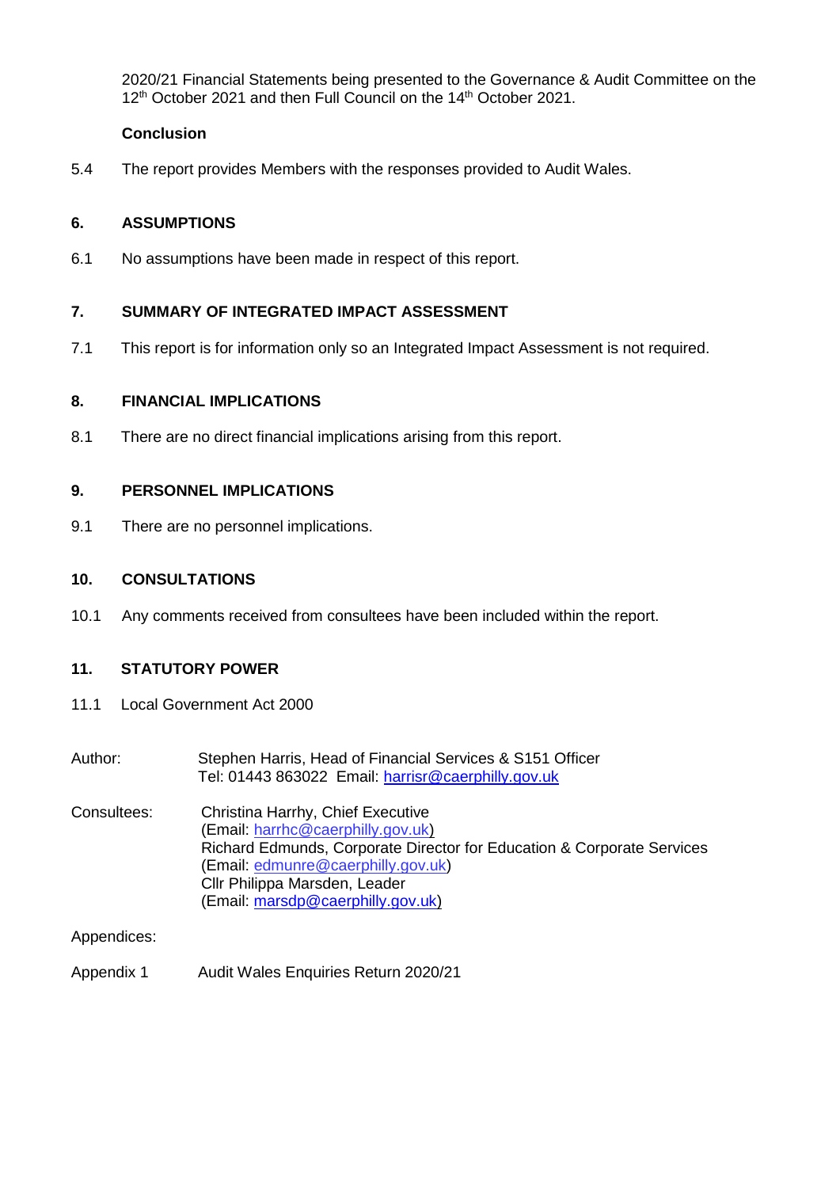2020/21 Financial Statements being presented to the Governance & Audit Committee on the 12th October 2021 and then Full Council on the 14th October 2021.

**Conclusion**

5.4 The report provides Members with the responses provided to Audit Wales.

## 6. ASSUMPTIONS

6.1 No assumptions have been made in respect of this report.

## 7. SUMMARY OF INTEGRATED IMPACT ASSESSMENT

7.1 This report is for information only so an Integrated Impact Assessment is not required.

## 8. FINANCIAL IMPLICATIONS

8.1 There are no direct financial implications arising from this report.

## 9. PERSONNEL IMPLICATIONS

9.1 There are no personnel implications.

## 10. CONSULTATIONS

10.1 Any comments received from consultees have been included within the report.

## 11. STATUTORY POWER

11.1 Local Government Act 2000

Author: Stephen Harris, Head of Financial Services & S151 Officer
Tel: 01443 863022 Email: harrisr@caerphilly.gov.uk

Consultees: Christina Harrhy, Chief Executive
(Email: harrhc@caerphilly.gov.uk)
Richard Edmunds, Corporate Director for Education & Corporate Services
(Email: edmunre@caerphilly.gov.uk)
Cllr Philippa Marsden, Leader
(Email: marsdp@caerphilly.gov.uk)

Appendices:

Appendix 1 Audit Wales Enquiries Return 2020/21